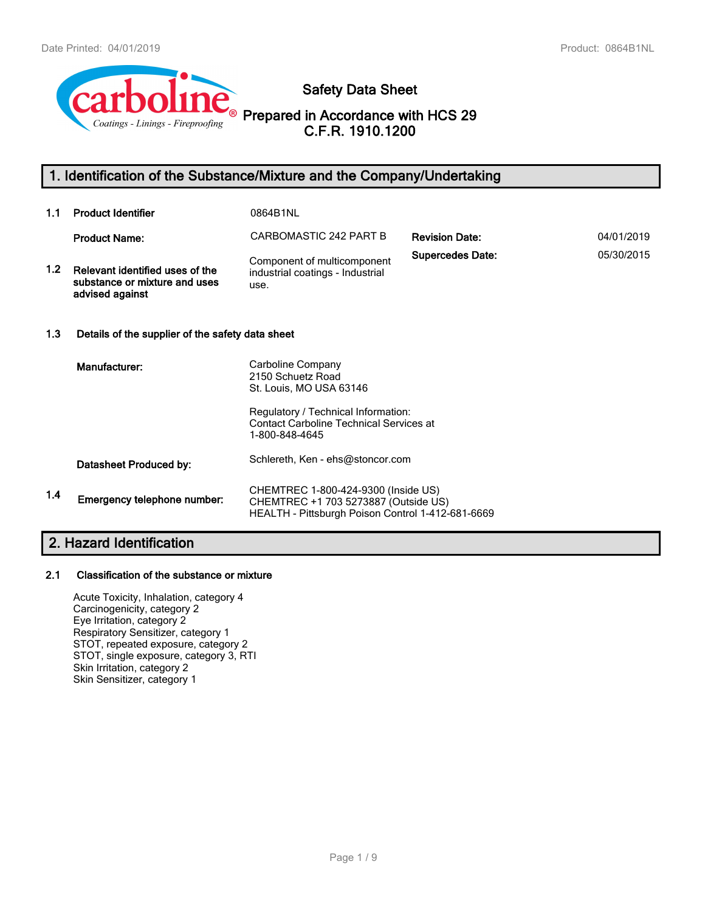# Safety Data Sheet

## Prepared in Accordance with HCS 29 C.F.R. 1910.1200

## 1. Identification of the Substance/Mixture and the Company/Undertaking

| | | | | |
|---|---|---|---|---|
| 1.1 | **Product Identifier** | 0864B1NL | | |
| | **Product Name:** | CARBOMASTIC 242 PART B | **Revision Date:** | 04/01/2019 |
| 1.2 | **Relevant identified uses of the substance or mixture and uses advised against** | Component of multicomponent industrial coatings - Industrial use. | **Supercedes Date:** | 05/30/2015 |

### 1.3 Details of the supplier of the safety data sheet

**Manufacturer:**

Carboline Company
2150 Schuetz Road
St. Louis, MO USA 63146

Regulatory / Technical Information:
Contact Carboline Technical Services at
1-800-848-4645

**Datasheet Produced by:** Schlereth, Ken - ehs@stoncor.com

### 1.4 Emergency telephone number:

CHEMTREC 1-800-424-9300 (Inside US)
CHEMTREC +1 703 5273887 (Outside US)
HEALTH - Pittsburgh Poison Control 1-412-681-6669

## 2. Hazard Identification

### 2.1 Classification of the substance or mixture

Acute Toxicity, Inhalation, category 4
Carcinogenicity, category 2
Eye Irritation, category 2
Respiratory Sensitizer, category 1
STOT, repeated exposure, category 2
STOT, single exposure, category 3, RTI
Skin Irritation, category 2
Skin Sensitizer, category 1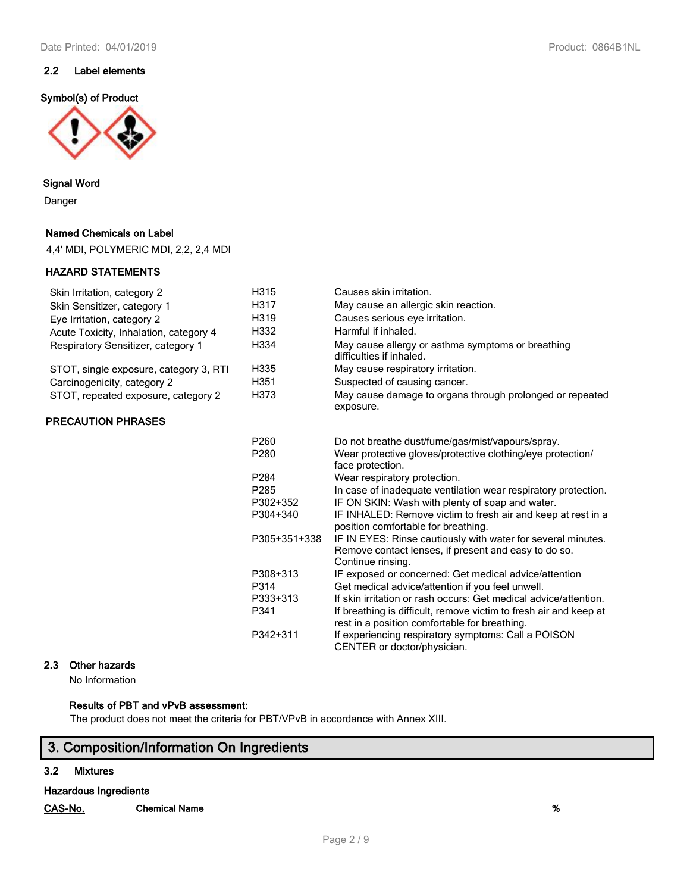### 2.2 Label elements

**Symbol(s) of Product**

**Signal Word**

Danger

**Named Chemicals on Label**

4,4' MDI, POLYMERIC MDI, 2,2, 2,4 MDI

**HAZARD STATEMENTS**

| | | |
|---|---|---|
| Skin Irritation, category 2 | H315 | Causes skin irritation. |
| Skin Sensitizer, category 1 | H317 | May cause an allergic skin reaction. |
| Eye Irritation, category 2 | H319 | Causes serious eye irritation. |
| Acute Toxicity, Inhalation, category 4 | H332 | Harmful if inhaled. |
| Respiratory Sensitizer, category 1 | H334 | May cause allergy or asthma symptoms or breathing difficulties if inhaled. |
| STOT, single exposure, category 3, RTI | H335 | May cause respiratory irritation. |
| Carcinogenicity, category 2 | H351 | Suspected of causing cancer. |
| STOT, repeated exposure, category 2 | H373 | May cause damage to organs through prolonged or repeated exposure. |

**PRECAUTION PHRASES**

| | |
|---|---|
| P260 | Do not breathe dust/fume/gas/mist/vapours/spray. |
| P280 | Wear protective gloves/protective clothing/eye protection/ face protection. |
| P284 | Wear respiratory protection. |
| P285 | In case of inadequate ventilation wear respiratory protection. |
| P302+352 | IF ON SKIN: Wash with plenty of soap and water. |
| P304+340 | IF INHALED: Remove victim to fresh air and keep at rest in a position comfortable for breathing. |
| P305+351+338 | IF IN EYES: Rinse cautiously with water for several minutes. Remove contact lenses, if present and easy to do so. Continue rinsing. |
| P308+313 | IF exposed or concerned: Get medical advice/attention |
| P314 | Get medical advice/attention if you feel unwell. |
| P333+313 | If skin irritation or rash occurs: Get medical advice/attention. |
| P341 | If breathing is difficult, remove victim to fresh air and keep at rest in a position comfortable for breathing. |
| P342+311 | If experiencing respiratory symptoms: Call a POISON CENTER or doctor/physician. |

### 2.3 Other hazards

No Information

**Results of PBT and vPvB assessment:**

The product does not meet the criteria for PBT/VPvB in accordance with Annex XIII.

## 3. Composition/Information On Ingredients

### 3.2 Mixtures

**Hazardous Ingredients**

| CAS-No. | Chemical Name | % |
|---|---|---|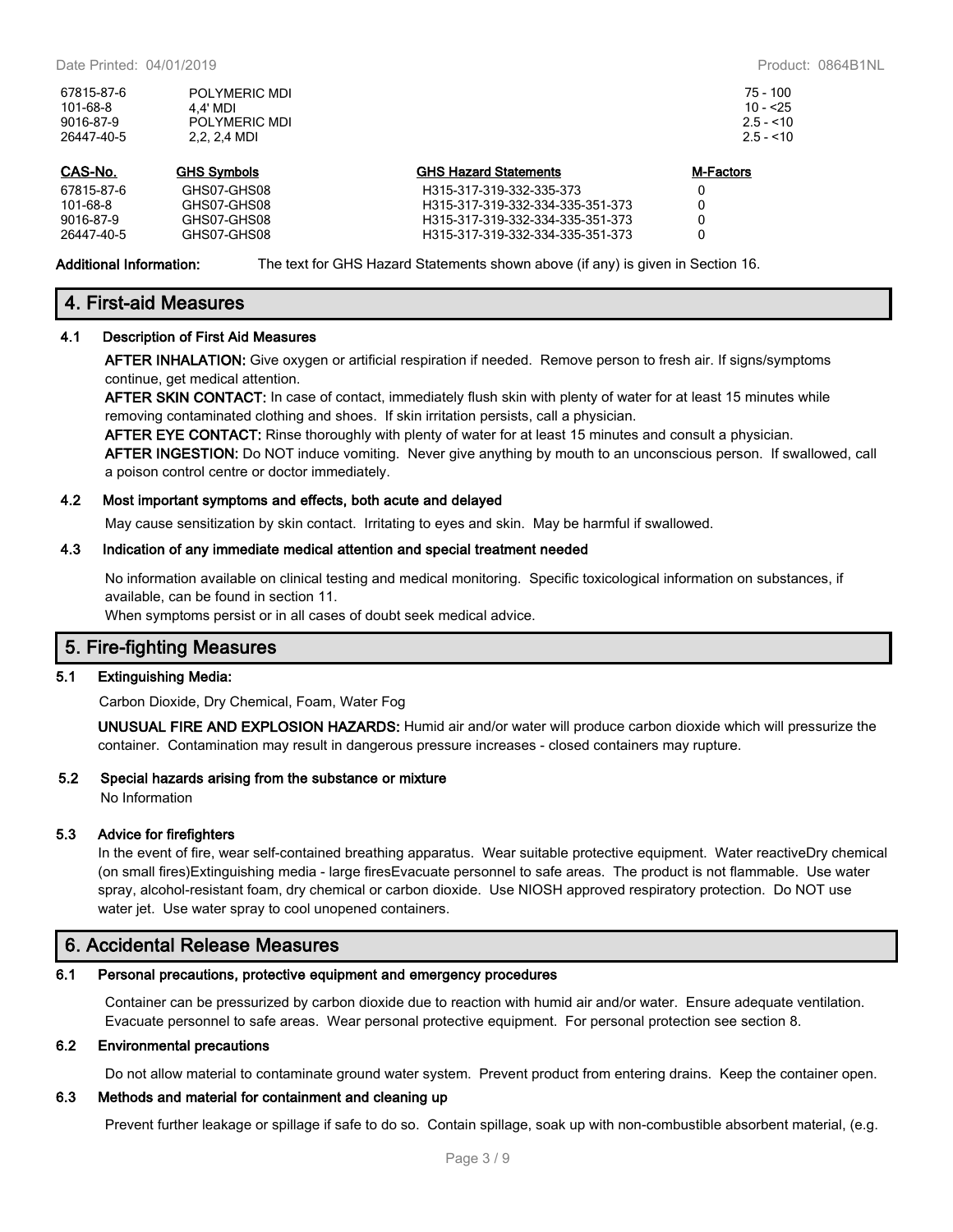| | | |
|---|---|---|
| 67815-87-6 | POLYMERIC MDI | 75 - 100 |
| 101-68-8 | 4,4' MDI | 10 - <25 |
| 9016-87-9 | POLYMERIC MDI | 2.5 - <10 |
| 26447-40-5 | 2,2, 2,4 MDI | 2.5 - <10 |

| CAS-No. | GHS Symbols | GHS Hazard Statements | M-Factors |
|---|---|---|---|
| 67815-87-6 | GHS07-GHS08 | H315-317-319-332-335-373 | 0 |
| 101-68-8 | GHS07-GHS08 | H315-317-319-332-334-335-351-373 | 0 |
| 9016-87-9 | GHS07-GHS08 | H315-317-319-332-334-335-351-373 | 0 |
| 26447-40-5 | GHS07-GHS08 | H315-317-319-332-334-335-351-373 | 0 |

**Additional Information:** The text for GHS Hazard Statements shown above (if any) is given in Section 16.

## 4. First-aid Measures

### 4.1 Description of First Aid Measures

**AFTER INHALATION:** Give oxygen or artificial respiration if needed. Remove person to fresh air. If signs/symptoms continue, get medical attention.

**AFTER SKIN CONTACT:** In case of contact, immediately flush skin with plenty of water for at least 15 minutes while removing contaminated clothing and shoes. If skin irritation persists, call a physician.

**AFTER EYE CONTACT:** Rinse thoroughly with plenty of water for at least 15 minutes and consult a physician.

**AFTER INGESTION:** Do NOT induce vomiting. Never give anything by mouth to an unconscious person. If swallowed, call a poison control centre or doctor immediately.

### 4.2 Most important symptoms and effects, both acute and delayed

May cause sensitization by skin contact. Irritating to eyes and skin. May be harmful if swallowed.

### 4.3 Indication of any immediate medical attention and special treatment needed

No information available on clinical testing and medical monitoring. Specific toxicological information on substances, if available, can be found in section 11.

When symptoms persist or in all cases of doubt seek medical advice.

## 5. Fire-fighting Measures

### 5.1 Extinguishing Media:

Carbon Dioxide, Dry Chemical, Foam, Water Fog

**UNUSUAL FIRE AND EXPLOSION HAZARDS:** Humid air and/or water will produce carbon dioxide which will pressurize the container. Contamination may result in dangerous pressure increases - closed containers may rupture.

### 5.2 Special hazards arising from the substance or mixture

No Information

### 5.3 Advice for firefighters

In the event of fire, wear self-contained breathing apparatus. Wear suitable protective equipment. Water reactiveDry chemical (on small fires)Extinguishing media - large firesEvacuate personnel to safe areas. The product is not flammable. Use water spray, alcohol-resistant foam, dry chemical or carbon dioxide. Use NIOSH approved respiratory protection. Do NOT use water jet. Use water spray to cool unopened containers.

## 6. Accidental Release Measures

### 6.1 Personal precautions, protective equipment and emergency procedures

Container can be pressurized by carbon dioxide due to reaction with humid air and/or water. Ensure adequate ventilation. Evacuate personnel to safe areas. Wear personal protective equipment. For personal protection see section 8.

### 6.2 Environmental precautions

Do not allow material to contaminate ground water system. Prevent product from entering drains. Keep the container open.

### 6.3 Methods and material for containment and cleaning up

Prevent further leakage or spillage if safe to do so. Contain spillage, soak up with non-combustible absorbent material, (e.g.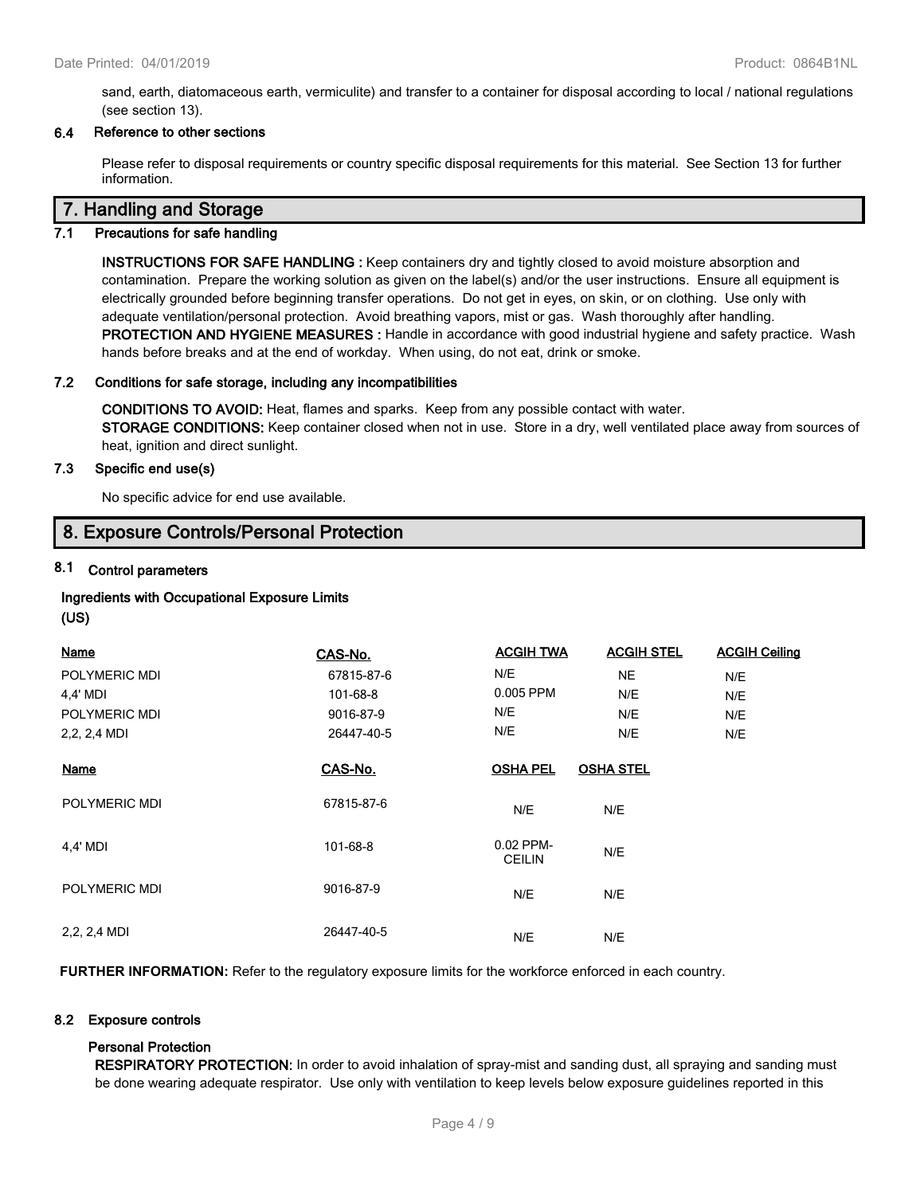sand, earth, diatomaceous earth, vermiculite) and transfer to a container for disposal according to local / national regulations (see section 13).

### 6.4 Reference to other sections

Please refer to disposal requirements or country specific disposal requirements for this material. See Section 13 for further information.

## 7. Handling and Storage

### 7.1 Precautions for safe handling

**INSTRUCTIONS FOR SAFE HANDLING :** Keep containers dry and tightly closed to avoid moisture absorption and contamination. Prepare the working solution as given on the label(s) and/or the user instructions. Ensure all equipment is electrically grounded before beginning transfer operations. Do not get in eyes, on skin, or on clothing. Use only with adequate ventilation/personal protection. Avoid breathing vapors, mist or gas. Wash thoroughly after handling.
**PROTECTION AND HYGIENE MEASURES :** Handle in accordance with good industrial hygiene and safety practice. Wash hands before breaks and at the end of workday. When using, do not eat, drink or smoke.

### 7.2 Conditions for safe storage, including any incompatibilities

**CONDITIONS TO AVOID:** Heat, flames and sparks. Keep from any possible contact with water.
**STORAGE CONDITIONS:** Keep container closed when not in use. Store in a dry, well ventilated place away from sources of heat, ignition and direct sunlight.

### 7.3 Specific end use(s)

No specific advice for end use available.

## 8. Exposure Controls/Personal Protection

### 8.1 Control parameters

**Ingredients with Occupational Exposure Limits (US)**

| Name | CAS-No. | ACGIH TWA | ACGIH STEL | ACGIH Ceiling |
|---|---|---|---|---|
| POLYMERIC MDI | 67815-87-6 | N/E | NE | N/E |
| 4,4' MDI | 101-68-8 | 0.005 PPM | N/E | N/E |
| POLYMERIC MDI | 9016-87-9 | N/E | N/E | N/E |
| 2,2, 2,4 MDI | 26447-40-5 | N/E | N/E | N/E |

| Name | CAS-No. | OSHA PEL | OSHA STEL |
|---|---|---|---|
| POLYMERIC MDI | 67815-87-6 | N/E | N/E |
| 4,4' MDI | 101-68-8 | 0.02 PPM-CEILIN | N/E |
| POLYMERIC MDI | 9016-87-9 | N/E | N/E |
| 2,2, 2,4 MDI | 26447-40-5 | N/E | N/E |

**FURTHER INFORMATION:** Refer to the regulatory exposure limits for the workforce enforced in each country.

### 8.2 Exposure controls

**Personal Protection**
**RESPIRATORY PROTECTION:** In order to avoid inhalation of spray-mist and sanding dust, all spraying and sanding must be done wearing adequate respirator. Use only with ventilation to keep levels below exposure guidelines reported in this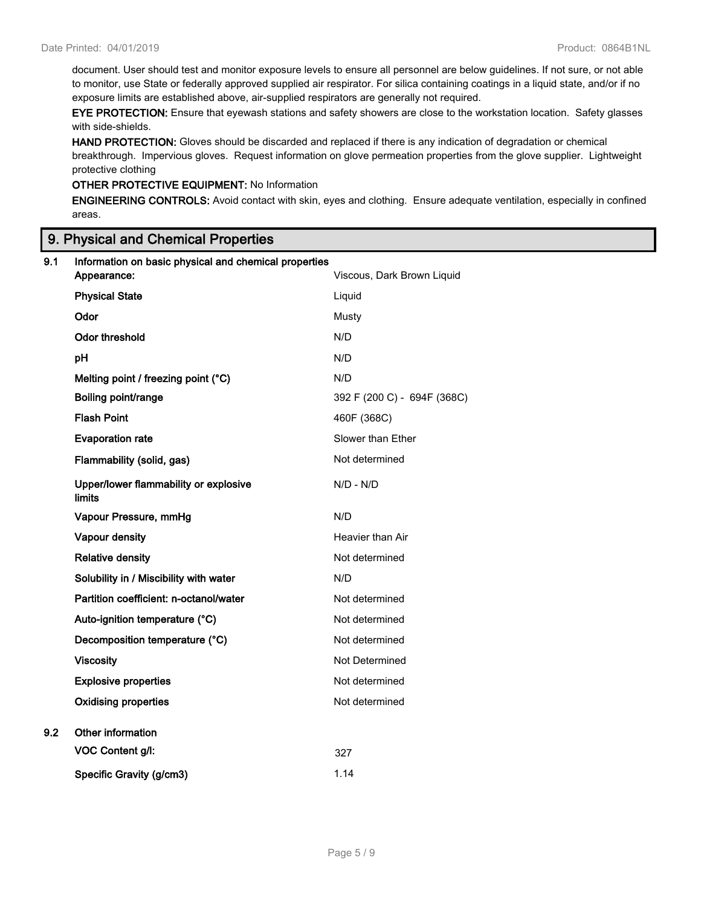document. User should test and monitor exposure levels to ensure all personnel are below guidelines. If not sure, or not able to monitor, use State or federally approved supplied air respirator. For silica containing coatings in a liquid state, and/or if no exposure limits are established above, air-supplied respirators are generally not required.

**EYE PROTECTION:** Ensure that eyewash stations and safety showers are close to the workstation location. Safety glasses with side-shields.

**HAND PROTECTION:** Gloves should be discarded and replaced if there is any indication of degradation or chemical breakthrough. Impervious gloves. Request information on glove permeation properties from the glove supplier. Lightweight protective clothing

**OTHER PROTECTIVE EQUIPMENT:** No Information

**ENGINEERING CONTROLS:** Avoid contact with skin, eyes and clothing. Ensure adequate ventilation, especially in confined areas.

## 9. Physical and Chemical Properties

**9.1 Information on basic physical and chemical properties**

| Property | Value |
|---|---|
| **Appearance:** | Viscous, Dark Brown Liquid |
| **Physical State** | Liquid |
| **Odor** | Musty |
| **Odor threshold** | N/D |
| **pH** | N/D |
| **Melting point / freezing point (°C)** | N/D |
| **Boiling point/range** | 392 F (200 C) - 694F (368C) |
| **Flash Point** | 460F (368C) |
| **Evaporation rate** | Slower than Ether |
| **Flammability (solid, gas)** | Not determined |
| **Upper/lower flammability or explosive limits** | N/D - N/D |
| **Vapour Pressure, mmHg** | N/D |
| **Vapour density** | Heavier than Air |
| **Relative density** | Not determined |
| **Solubility in / Miscibility with water** | N/D |
| **Partition coefficient: n-octanol/water** | Not determined |
| **Auto-ignition temperature (°C)** | Not determined |
| **Decomposition temperature (°C)** | Not determined |
| **Viscosity** | Not Determined |
| **Explosive properties** | Not determined |
| **Oxidising properties** | Not determined |

**9.2 Other information**

| Property | Value |
|---|---|
| **VOC Content g/l:** | 327 |
| **Specific Gravity (g/cm3)** | 1.14 |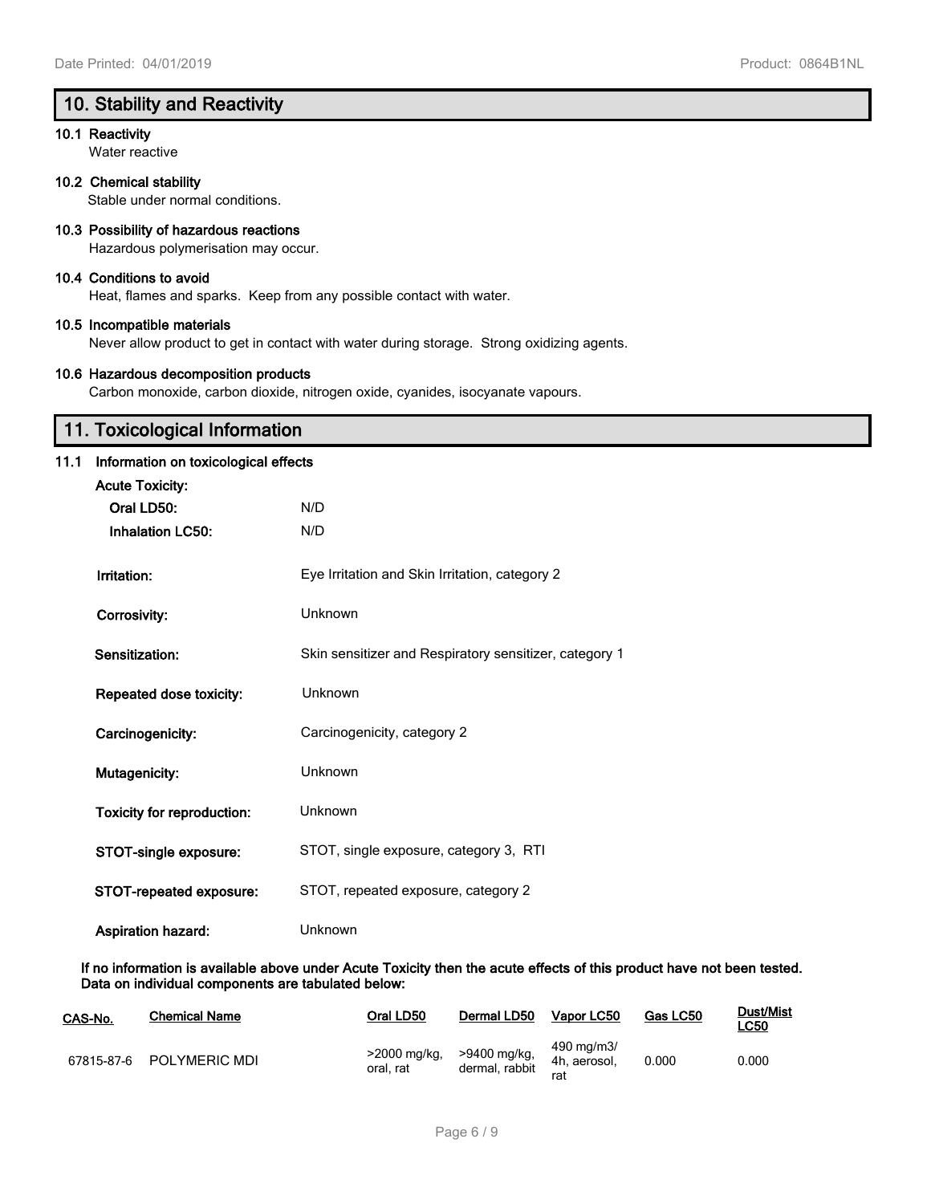## 10. Stability and Reactivity

**10.1 Reactivity**

Water reactive

**10.2 Chemical stability**

Stable under normal conditions.

**10.3 Possibility of hazardous reactions**

Hazardous polymerisation may occur.

**10.4 Conditions to avoid**

Heat, flames and sparks. Keep from any possible contact with water.

**10.5 Incompatible materials**

Never allow product to get in contact with water during storage. Strong oxidizing agents.

**10.6 Hazardous decomposition products**

Carbon monoxide, carbon dioxide, nitrogen oxide, cyanides, isocyanate vapours.

## 11. Toxicological Information

**11.1 Information on toxicological effects**

**Acute Toxicity:**

| | |
|---|---|
| **Oral LD50:** | N/D |
| **Inhalation LC50:** | N/D |
| **Irritation:** | Eye Irritation and Skin Irritation, category 2 |
| **Corrosivity:** | Unknown |
| **Sensitization:** | Skin sensitizer and Respiratory sensitizer, category 1 |
| **Repeated dose toxicity:** | Unknown |
| **Carcinogenicity:** | Carcinogenicity, category 2 |
| **Mutagenicity:** | Unknown |
| **Toxicity for reproduction:** | Unknown |
| **STOT-single exposure:** | STOT, single exposure, category 3, RTI |
| **STOT-repeated exposure:** | STOT, repeated exposure, category 2 |
| **Aspiration hazard:** | Unknown |

**If no information is available above under Acute Toxicity then the acute effects of this product have not been tested. Data on individual components are tabulated below:**

| CAS-No. | Chemical Name | Oral LD50 | Dermal LD50 | Vapor LC50 | Gas LC50 | Dust/Mist LC50 |
|---|---|---|---|---|---|---|
| 67815-87-6 | POLYMERIC MDI | >2000 mg/kg, oral, rat | >9400 mg/kg, dermal, rabbit | 490 mg/m3/ 4h, aerosol, rat | 0.000 | 0.000 |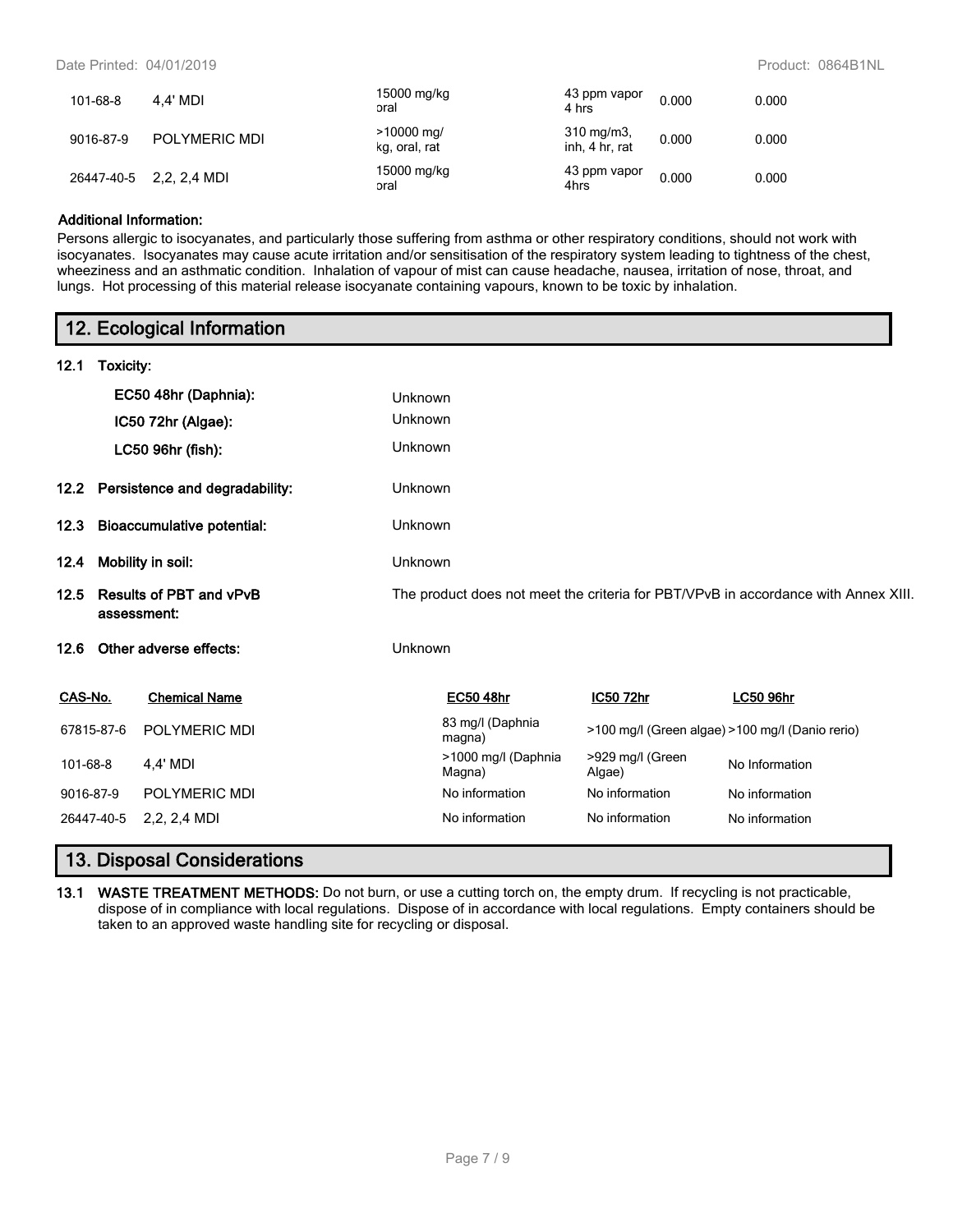| | | | | | |
|---|---|---|---|---|---|
| 101-68-8 | 4,4' MDI | 15000 mg/kg oral | 43 ppm vapor 4 hrs | 0.000 | 0.000 |
| 9016-87-9 | POLYMERIC MDI | >10000 mg/ kg, oral, rat | 310 mg/m3, inh, 4 hr, rat | 0.000 | 0.000 |
| 26447-40-5 | 2,2, 2,4 MDI | 15000 mg/kg oral | 43 ppm vapor 4hrs | 0.000 | 0.000 |

**Additional Information:**

Persons allergic to isocyanates, and particularly those suffering from asthma or other respiratory conditions, should not work with isocyanates. Isocyanates may cause acute irritation and/or sensitisation of the respiratory system leading to tightness of the chest, wheeziness and an asthmatic condition. Inhalation of vapour of mist can cause headache, nausea, irritation of nose, throat, and lungs. Hot processing of this material release isocyanate containing vapours, known to be toxic by inhalation.

## 12. Ecological Information

**12.1 Toxicity:**

**EC50 48hr (Daphnia):** Unknown

**IC50 72hr (Algae):** Unknown

**LC50 96hr (fish):** Unknown

**12.2 Persistence and degradability:** Unknown

**12.3 Bioaccumulative potential:** Unknown

**12.4 Mobility in soil:** Unknown

**12.5 Results of PBT and vPvB assessment:** The product does not meet the criteria for PBT/VPvB in accordance with Annex XIII.

**12.6 Other adverse effects:** Unknown

| CAS-No. | Chemical Name | EC50 48hr | IC50 72hr | LC50 96hr |
|---|---|---|---|---|
| 67815-87-6 | POLYMERIC MDI | 83 mg/l (Daphnia magna) | >100 mg/l (Green algae) | >100 mg/l (Danio rerio) |
| 101-68-8 | 4,4' MDI | >1000 mg/l (Daphnia Magna) | >929 mg/l (Green Algae) | No Information |
| 9016-87-9 | POLYMERIC MDI | No information | No information | No information |
| 26447-40-5 | 2,2, 2,4 MDI | No information | No information | No information |

## 13. Disposal Considerations

**13.1 WASTE TREATMENT METHODS:** Do not burn, or use a cutting torch on, the empty drum. If recycling is not practicable, dispose of in compliance with local regulations. Dispose of in accordance with local regulations. Empty containers should be taken to an approved waste handling site for recycling or disposal.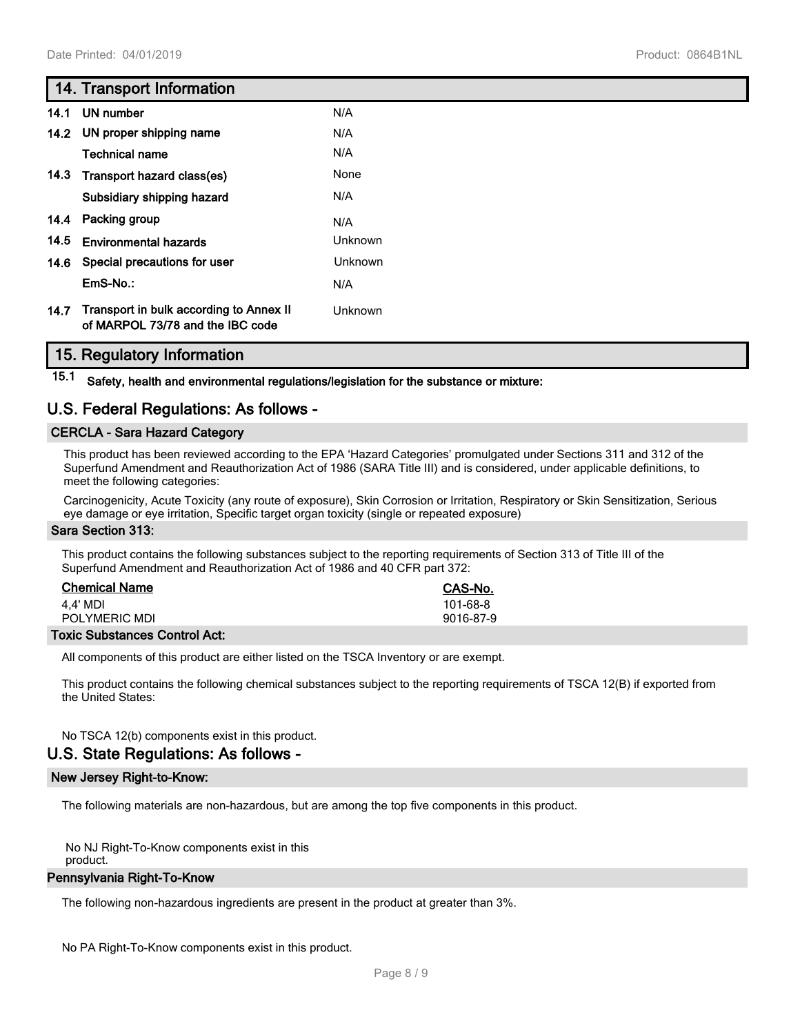## 14. Transport Information

| | | |
|---|---|---|
| 14.1 | UN number | N/A |
| 14.2 | UN proper shipping name | N/A |
| | Technical name | N/A |
| 14.3 | Transport hazard class(es) | None |
| | Subsidiary shipping hazard | N/A |
| 14.4 | Packing group | N/A |
| 14.5 | Environmental hazards | Unknown |
| 14.6 | Special precautions for user | Unknown |
| | EmS-No.: | N/A |
| 14.7 | Transport in bulk according to Annex II of MARPOL 73/78 and the IBC code | Unknown |

## 15. Regulatory Information

**15.1 Safety, health and environmental regulations/legislation for the substance or mixture:**

### U.S. Federal Regulations: As follows -

**CERCLA - Sara Hazard Category**

This product has been reviewed according to the EPA 'Hazard Categories' promulgated under Sections 311 and 312 of the Superfund Amendment and Reauthorization Act of 1986 (SARA Title III) and is considered, under applicable definitions, to meet the following categories:

Carcinogenicity, Acute Toxicity (any route of exposure), Skin Corrosion or Irritation, Respiratory or Skin Sensitization, Serious eye damage or eye irritation, Specific target organ toxicity (single or repeated exposure)

**Sara Section 313:**

This product contains the following substances subject to the reporting requirements of Section 313 of Title III of the Superfund Amendment and Reauthorization Act of 1986 and 40 CFR part 372:

| Chemical Name | CAS-No. |
|---|---|
| 4,4' MDI | 101-68-8 |
| POLYMERIC MDI | 9016-87-9 |

**Toxic Substances Control Act:**

All components of this product are either listed on the TSCA Inventory or are exempt.

This product contains the following chemical substances subject to the reporting requirements of TSCA 12(B) if exported from the United States:

No TSCA 12(b) components exist in this product.

### U.S. State Regulations: As follows -

**New Jersey Right-to-Know:**

The following materials are non-hazardous, but are among the top five components in this product.

No NJ Right-To-Know components exist in this product.

**Pennsylvania Right-To-Know**

The following non-hazardous ingredients are present in the product at greater than 3%.

No PA Right-To-Know components exist in this product.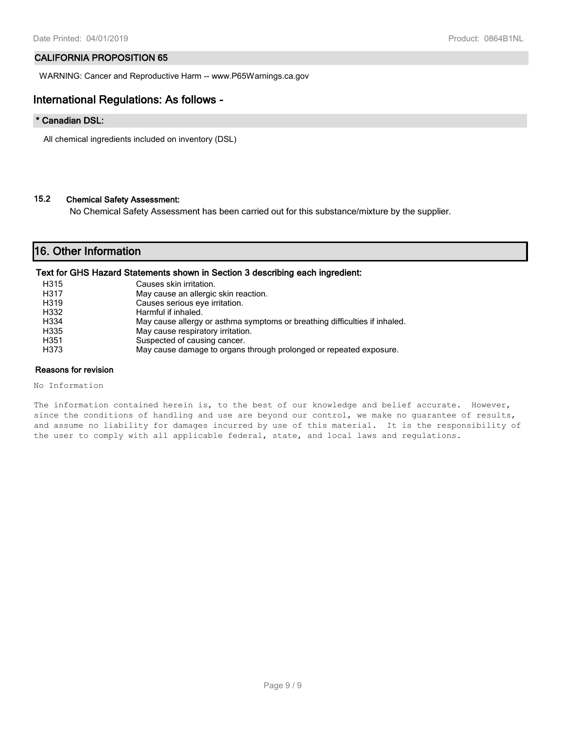### CALIFORNIA PROPOSITION 65

WARNING: Cancer and Reproductive Harm -- www.P65Warnings.ca.gov

## International Regulations: As follows -

### * Canadian DSL:

All chemical ingredients included on inventory (DSL)

### 15.2 Chemical Safety Assessment:

No Chemical Safety Assessment has been carried out for this substance/mixture by the supplier.

## 16. Other Information

### Text for GHS Hazard Statements shown in Section 3 describing each ingredient:

| | |
|---|---|
| H315 | Causes skin irritation. |
| H317 | May cause an allergic skin reaction. |
| H319 | Causes serious eye irritation. |
| H332 | Harmful if inhaled. |
| H334 | May cause allergy or asthma symptoms or breathing difficulties if inhaled. |
| H335 | May cause respiratory irritation. |
| H351 | Suspected of causing cancer. |
| H373 | May cause damage to organs through prolonged or repeated exposure. |

### Reasons for revision

No Information

The information contained herein is, to the best of our knowledge and belief accurate. However, since the conditions of handling and use are beyond our control, we make no guarantee of results, and assume no liability for damages incurred by use of this material. It is the responsibility of the user to comply with all applicable federal, state, and local laws and regulations.